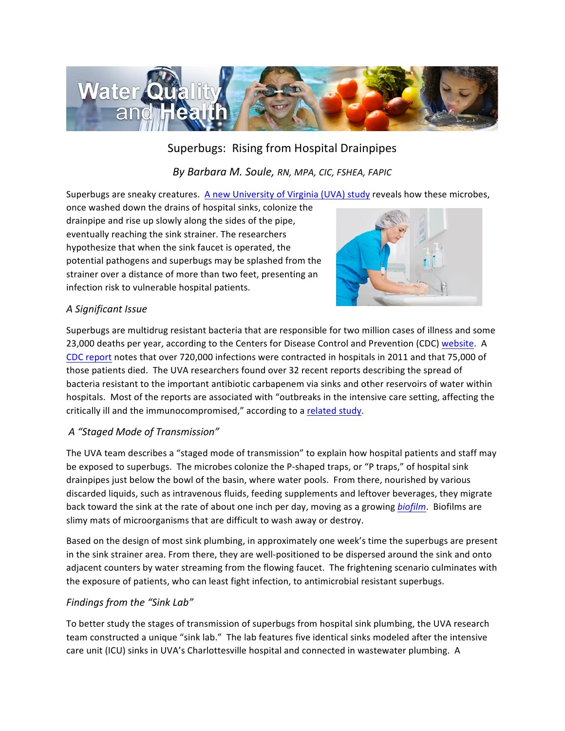# Superbugs: Rising from Hospital Drainpipes

*By Barbara M. Soule, RN, MPA, CIC, FSHEA, FAPIC*

Superbugs are sneaky creatures. [A new University of Virginia (UVA) study] reveals how these microbes, once washed down the drains of hospital sinks, colonize the drainpipe and rise up slowly along the sides of the pipe, eventually reaching the sink strainer. The researchers hypothesize that when the sink faucet is operated, the potential pathogens and superbugs may be splashed from the strainer over a distance of more than two feet, presenting an infection risk to vulnerable hospital patients.

### *A Significant Issue*

Superbugs are multidrug resistant bacteria that are responsible for two million cases of illness and some 23,000 deaths per year, according to the Centers for Disease Control and Prevention (CDC) website. A CDC report notes that over 720,000 infections were contracted in hospitals in 2011 and that 75,000 of those patients died. The UVA researchers found over 32 recent reports describing the spread of bacteria resistant to the important antibiotic carbapenem via sinks and other reservoirs of water within hospitals. Most of the reports are associated with "outbreaks in the intensive care setting, affecting the critically ill and the immunocompromised," according to a related study.

### *A "Staged Mode of Transmission"*

The UVA team describes a "staged mode of transmission" to explain how hospital patients and staff may be exposed to superbugs. The microbes colonize the P-shaped traps, or "P traps," of hospital sink drainpipes just below the bowl of the basin, where water pools. From there, nourished by various discarded liquids, such as intravenous fluids, feeding supplements and leftover beverages, they migrate back toward the sink at the rate of about one inch per day, moving as a growing *biofilm*. Biofilms are slimy mats of microorganisms that are difficult to wash away or destroy.

Based on the design of most sink plumbing, in approximately one week's time the superbugs are present in the sink strainer area. From there, they are well-positioned to be dispersed around the sink and onto adjacent counters by water streaming from the flowing faucet. The frightening scenario culminates with the exposure of patients, who can least fight infection, to antimicrobial resistant superbugs.

### *Findings from the "Sink Lab"*

To better study the stages of transmission of superbugs from hospital sink plumbing, the UVA research team constructed a unique "sink lab." The lab features five identical sinks modeled after the intensive care unit (ICU) sinks in UVA's Charlottesville hospital and connected in wastewater plumbing. A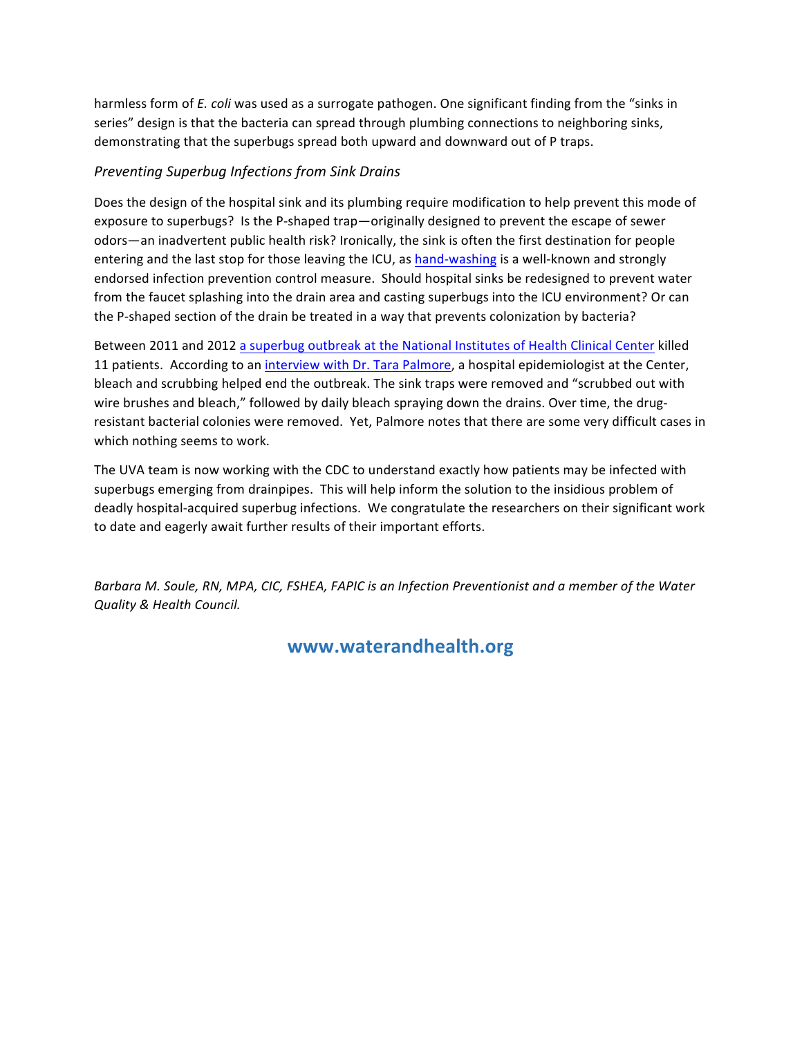harmless form of *E. coli* was used as a surrogate pathogen. One significant finding from the "sinks in series" design is that the bacteria can spread through plumbing connections to neighboring sinks, demonstrating that the superbugs spread both upward and downward out of P traps.

### *Preventing Superbug Infections from Sink Drains*

Does the design of the hospital sink and its plumbing require modification to help prevent this mode of exposure to superbugs? Is the P-shaped trap—originally designed to prevent the escape of sewer odors—an inadvertent public health risk? Ironically, the sink is often the first destination for people entering and the last stop for those leaving the ICU, as hand-washing is a well-known and strongly endorsed infection prevention control measure. Should hospital sinks be redesigned to prevent water from the faucet splashing into the drain area and casting superbugs into the ICU environment? Or can the P-shaped section of the drain be treated in a way that prevents colonization by bacteria?

Between 2011 and 2012 a superbug outbreak at the National Institutes of Health Clinical Center killed 11 patients. According to an interview with Dr. Tara Palmore, a hospital epidemiologist at the Center, bleach and scrubbing helped end the outbreak. The sink traps were removed and "scrubbed out with wire brushes and bleach," followed by daily bleach spraying down the drains. Over time, the drug-resistant bacterial colonies were removed. Yet, Palmore notes that there are some very difficult cases in which nothing seems to work.

The UVA team is now working with the CDC to understand exactly how patients may be infected with superbugs emerging from drainpipes. This will help inform the solution to the insidious problem of deadly hospital-acquired superbug infections. We congratulate the researchers on their significant work to date and eagerly await further results of their important efforts.

*Barbara M. Soule, RN, MPA, CIC, FSHEA, FAPIC is an Infection Preventionist and a member of the Water Quality & Health Council.*

**www.waterandhealth.org**